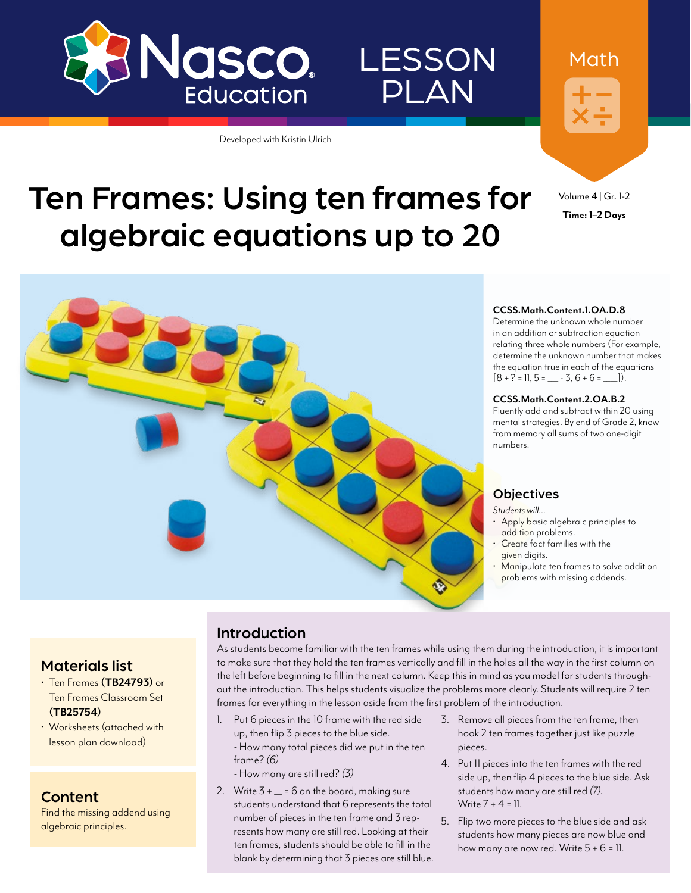Nasco Education

# LESSON PLAN

Math

Developed with Kristin Ulrich

# Ten Frames: Using ten frames for algebraic equations up to 20

Volume 4 | Gr. 1-2

**Time: 1–2 Days**

**CCSS.Math.Content.1.OA.D.8**
Determine the unknown whole number in an addition or subtraction equation relating three whole numbers (For example, determine the unknown number that makes the equation true in each of the equations [8 + ? = 11, 5 = ___ - 3, 6 + 6 = ___]).

**CCSS.Math.Content.2.OA.B.2**
Fluently add and subtract within 20 using mental strategies. By end of Grade 2, know from memory all sums of two one-digit numbers.

## Objectives

*Students will...*

- Apply basic algebraic principles to addition problems.
- Create fact families with the given digits.
- Manipulate ten frames to solve addition problems with missing addends.

## Materials list

- Ten Frames **(TB24793)** or Ten Frames Classroom Set **(TB25754)**
- Worksheets (attached with lesson plan download)

## Content

Find the missing addend using algebraic principles.

## Introduction

As students become familiar with the ten frames while using them during the introduction, it is important to make sure that they hold the ten frames vertically and fill in the holes all the way in the first column on the left before beginning to fill in the next column. Keep this in mind as you model for students throughout the introduction. This helps students visualize the problems more clearly. Students will require 2 ten frames for everything in the lesson aside from the first problem of the introduction.

1. Put 6 pieces in the 10 frame with the red side up, then flip 3 pieces to the blue side.
   - How many total pieces did we put in the ten frame? *(6)*
   - How many are still red? *(3)*
2. Write 3 + __ = 6 on the board, making sure students understand that 6 represents the total number of pieces in the ten frame and 3 represents how many are still red. Looking at their ten frames, students should be able to fill in the blank by determining that 3 pieces are still blue.
3. Remove all pieces from the ten frame, then hook 2 ten frames together just like puzzle pieces.
4. Put 11 pieces into the ten frames with the red side up, then flip 4 pieces to the blue side. Ask students how many are still red *(7)*.
   Write 7 + 4 = 11.
5. Flip two more pieces to the blue side and ask students how many pieces are now blue and how many are now red. Write 5 + 6 = 11.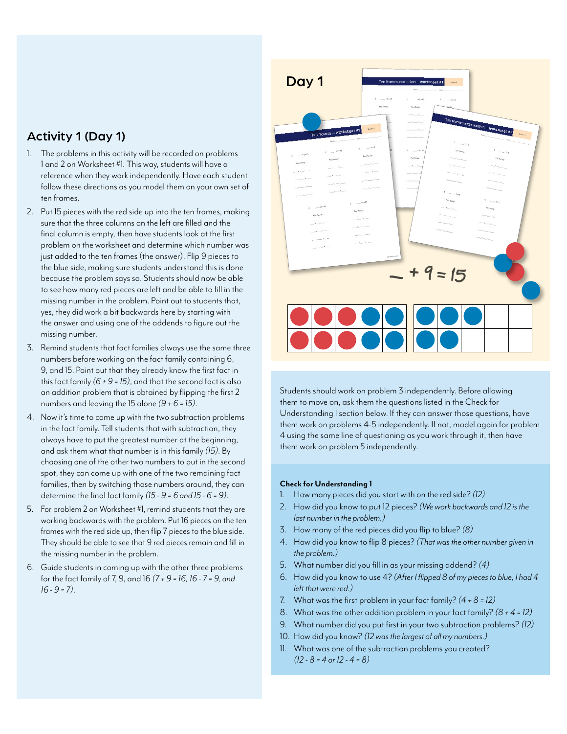## Activity 1 (Day 1)

1. The problems in this activity will be recorded on problems 1 and 2 on Worksheet #1. This way, students will have a reference when they work independently. Have each student follow these directions as you model them on your own set of ten frames.
2. Put 15 pieces with the red side up into the ten frames, making sure that the three columns on the left are filled and the final column is empty, then have students look at the first problem on the worksheet and determine which number was just added to the ten frames (the answer). Flip 9 pieces to the blue side, making sure students understand this is done because the problem says so. Students should now be able to see how many red pieces are left and be able to fill in the missing number in the problem. Point out to students that, yes, they did work a bit backwards here by starting with the answer and using one of the addends to figure out the missing number.
3. Remind students that fact families always use the same three numbers before working on the fact family containing 6, 9, and 15. Point out that they already know the first fact in this fact family *(6 + 9 = 15)*, and that the second fact is also an addition problem that is obtained by flipping the first 2 numbers and leaving the 15 alone *(9 + 6 = 15)*.
4. Now it's time to come up with the two subtraction problems in the fact family. Tell students that with subtraction, they always have to put the greatest number at the beginning, and ask them what that number is in this family *(15)*. By choosing one of the other two numbers to put in the second spot, they can come up with one of the two remaining fact families, then by switching those numbers around, they can determine the final fact family *(15 - 9 = 6 and 15 - 6 = 9)*.
5. For problem 2 on Worksheet #1, remind students that they are working backwards with the problem. Put 16 pieces on the ten frames with the red side up, then flip 7 pieces to the blue side. They should be able to see that 9 red pieces remain and fill in the missing number in the problem.
6. Guide students in coming up with the other three problems for the fact family of 7, 9, and 16 *(7 + 9 = 16, 16 - 7 = 9, and 16 - 9 = 7)*.

**Day 1**

\_ + 9 = 15

Students should work on problem 3 independently. Before allowing them to move on, ask them the questions listed in the Check for Understanding I section below. If they can answer those questions, have them work on problems 4-5 independently. If not, model again for problem 4 using the same line of questioning as you work through it, then have them work on problem 5 independently.

**Check for Understanding 1**

1. How many pieces did you start with on the red side? *(12)*
2. How did you know to put 12 pieces? *(We work backwards and 12 is the last number in the problem.)*
3. How many of the red pieces did you flip to blue? *(8)*
4. How did you know to flip 8 pieces? *(That was the other number given in the problem.)*
5. What number did you fill in as your missing addend? *(4)*
6. How did you know to use 4? *(After I flipped 8 of my pieces to blue, I had 4 left that were red.)*
7. What was the first problem in your fact family? *(4 + 8 = 12)*
8. What was the other addition problem in your fact family? *(8 + 4 = 12)*
9. What number did you put first in your two subtraction problems? *(12)*
10. How did you know? *(12 was the largest of all my numbers.)*
11. What was one of the subtraction problems you created? *(12 - 8 = 4 or 12 - 4 = 8)*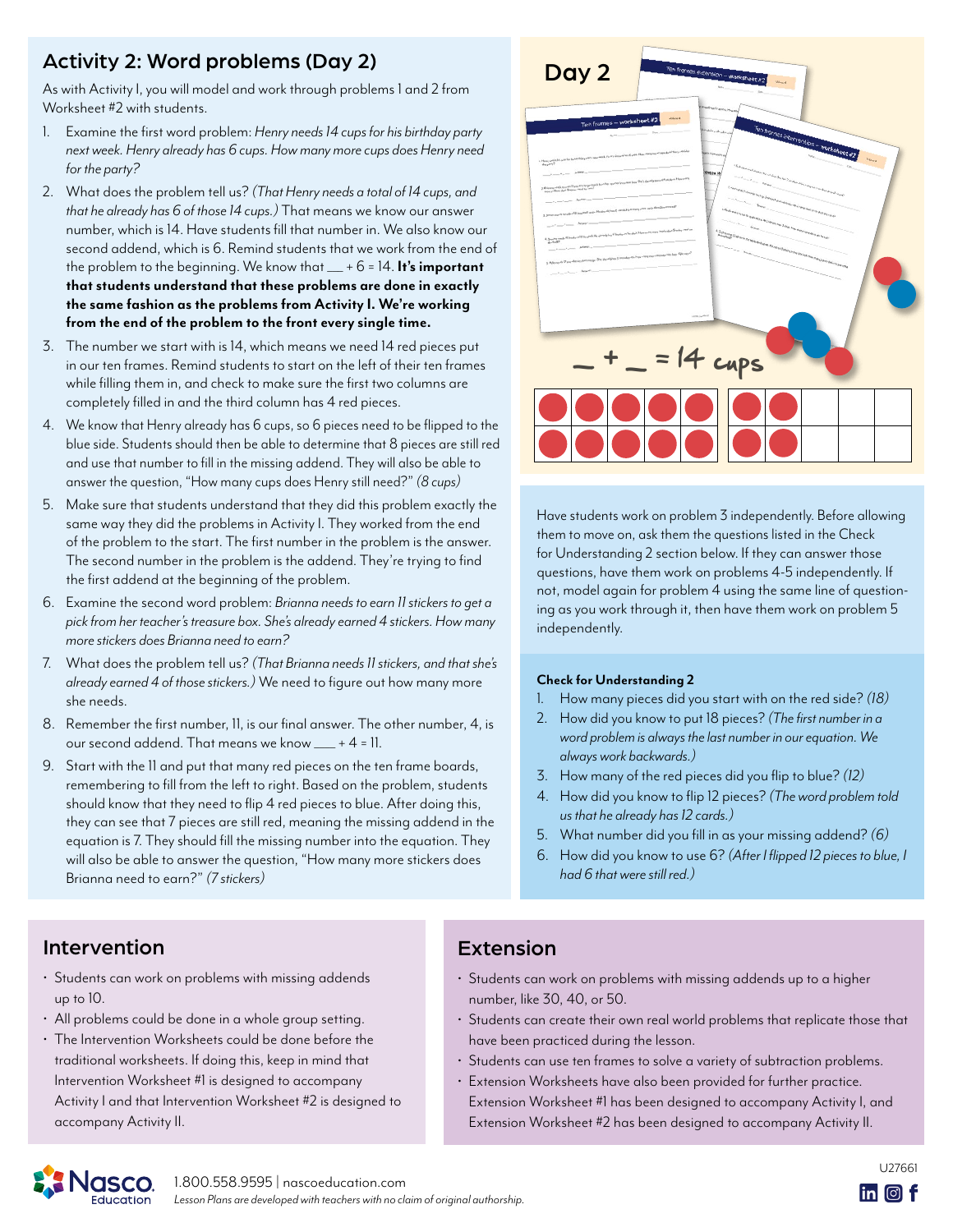## Activity 2: Word problems (Day 2)

As with Activity I, you will model and work through problems 1 and 2 from Worksheet #2 with students.

1. Examine the first word problem: *Henry needs 14 cups for his birthday party next week. Henry already has 6 cups. How many more cups does Henry need for the party?*
2. What does the problem tell us? *(That Henry needs a total of 14 cups, and that he already has 6 of those 14 cups.)* That means we know our answer number, which is 14. Have students fill that number in. We also know our second addend, which is 6. Remind students that we work from the end of the problem to the beginning. We know that __ + 6 = 14. **It's important that students understand that these problems are done in exactly the same fashion as the problems from Activity I. We're working from the end of the problem to the front every single time.**
3. The number we start with is 14, which means we need 14 red pieces put in our ten frames. Remind students to start on the left of their ten frames while filling them in, and check to make sure the first two columns are completely filled in and the third column has 4 red pieces.
4. We know that Henry already has 6 cups, so 6 pieces need to be flipped to the blue side. Students should then be able to determine that 8 pieces are still red and use that number to fill in the missing addend. They will also be able to answer the question, "How many cups does Henry still need?" *(8 cups)*
5. Make sure that students understand that they did this problem exactly the same way they did the problems in Activity I. They worked from the end of the problem to the start. The first number in the problem is the answer. The second number in the problem is the addend. They're trying to find the first addend at the beginning of the problem.
6. Examine the second word problem: *Brianna needs to earn 11 stickers to get a pick from her teacher's treasure box. She's already earned 4 stickers. How many more stickers does Brianna need to earn?*
7. What does the problem tell us? *(That Brianna needs 11 stickers, and that she's already earned 4 of those stickers.)* We need to figure out how many more she needs.
8. Remember the first number, 11, is our final answer. The other number, 4, is our second addend. That means we know ___ + 4 = 11.
9. Start with the 11 and put that many red pieces on the ten frame boards, remembering to fill from the left to right. Based on the problem, students should know that they need to flip 4 red pieces to blue. After doing this, they can see that 7 pieces are still red, meaning the missing addend in the equation is 7. They should fill the missing number into the equation. They will also be able to answer the question, "How many more stickers does Brianna need to earn?" *(7 stickers)*

Have students work on problem 3 independently. Before allowing them to move on, ask them the questions listed in the Check for Understanding 2 section below. If they can answer those questions, have them work on problems 4-5 independently. If not, model again for problem 4 using the same line of questioning as you work through it, then have them work on problem 5 independently.

**Check for Understanding 2**

1. How many pieces did you start with on the red side? *(18)*
2. How did you know to put 18 pieces? *(The first number in a word problem is always the last number in our equation. We always work backwards.)*
3. How many of the red pieces did you flip to blue? *(12)*
4. How did you know to flip 12 pieces? *(The word problem told us that he already has 12 cards.)*
5. What number did you fill in as your missing addend? *(6)*
6. How did you know to use 6? *(After I flipped 12 pieces to blue, I had 6 that were still red.)*

## Intervention

- Students can work on problems with missing addends up to 10.
- All problems could be done in a whole group setting.
- The Intervention Worksheets could be done before the traditional worksheets. If doing this, keep in mind that Intervention Worksheet #1 is designed to accompany Activity I and that Intervention Worksheet #2 is designed to accompany Activity II.

## Extension

- Students can work on problems with missing addends up to a higher number, like 30, 40, or 50.
- Students can create their own real world problems that replicate those that have been practiced during the lesson.
- Students can use ten frames to solve a variety of subtraction problems.
- Extension Worksheets have also been provided for further practice. Extension Worksheet #1 has been designed to accompany Activity I, and Extension Worksheet #2 has been designed to accompany Activity II.

1.800.558.9595 | nascoeducation.com
*Lesson Plans are developed with teachers with no claim of original authorship.*

U27661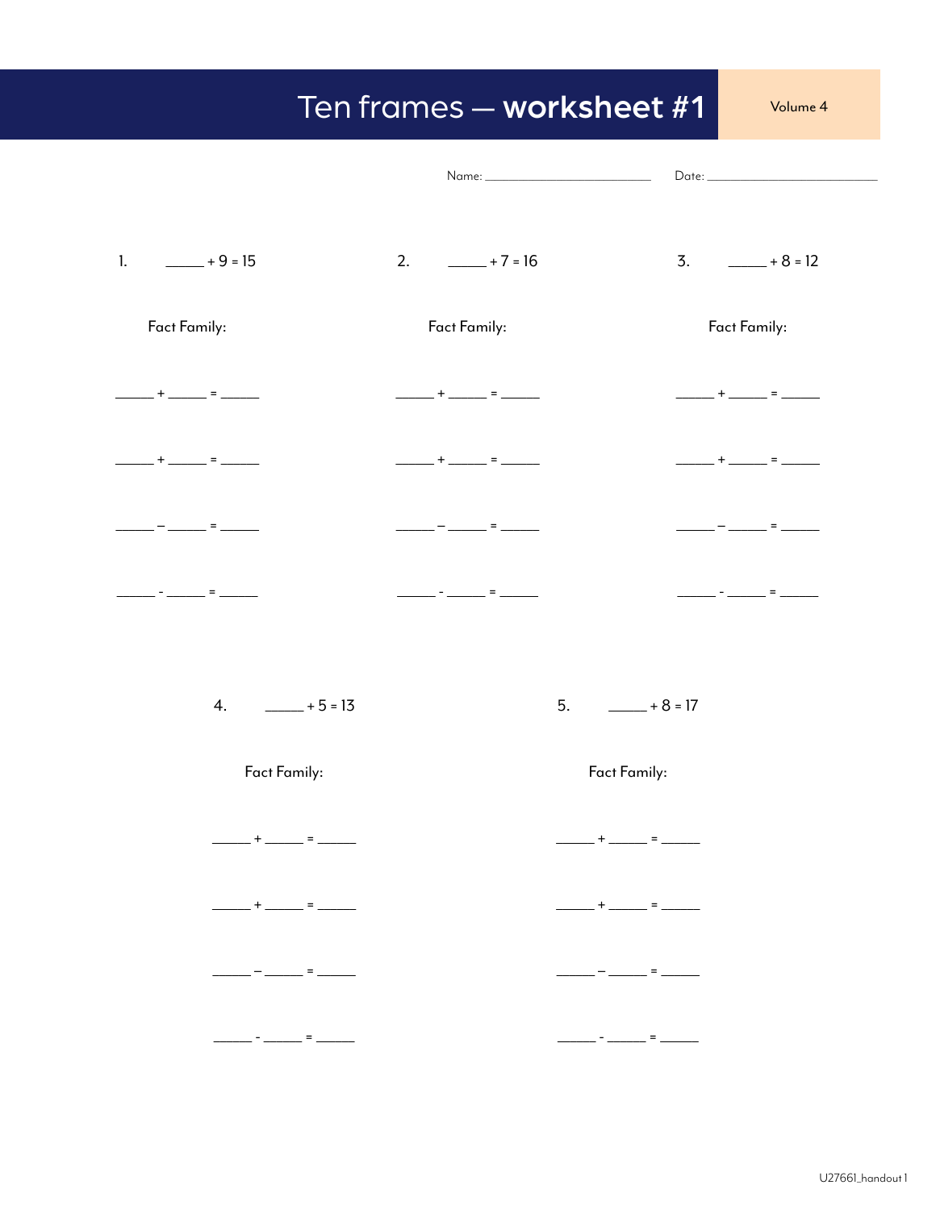# Ten frames — **worksheet #1**

Volume 4

Name: ______________________ Date: ______________________

1. _____ + 9 = 15

Fact Family:

_____ + _____ = _____

_____ + _____ = _____

_____ – _____ = _____

_____ - _____ = _____

2. _____ + 7 = 16

Fact Family:

_____ + _____ = _____

_____ + _____ = _____

_____ – _____ = _____

_____ - _____ = _____

3. _____ + 8 = 12

Fact Family:

_____ + _____ = _____

_____ + _____ = _____

_____ – _____ = _____

_____ - _____ = _____

4. _____ + 5 = 13

Fact Family:

_____ + _____ = _____

_____ + _____ = _____

_____ – _____ = _____

_____ - _____ = _____

5. _____ + 8 = 17

Fact Family:

_____ + _____ = _____

_____ + _____ = _____

_____ – _____ = _____

_____ - _____ = _____

U27661_handout 1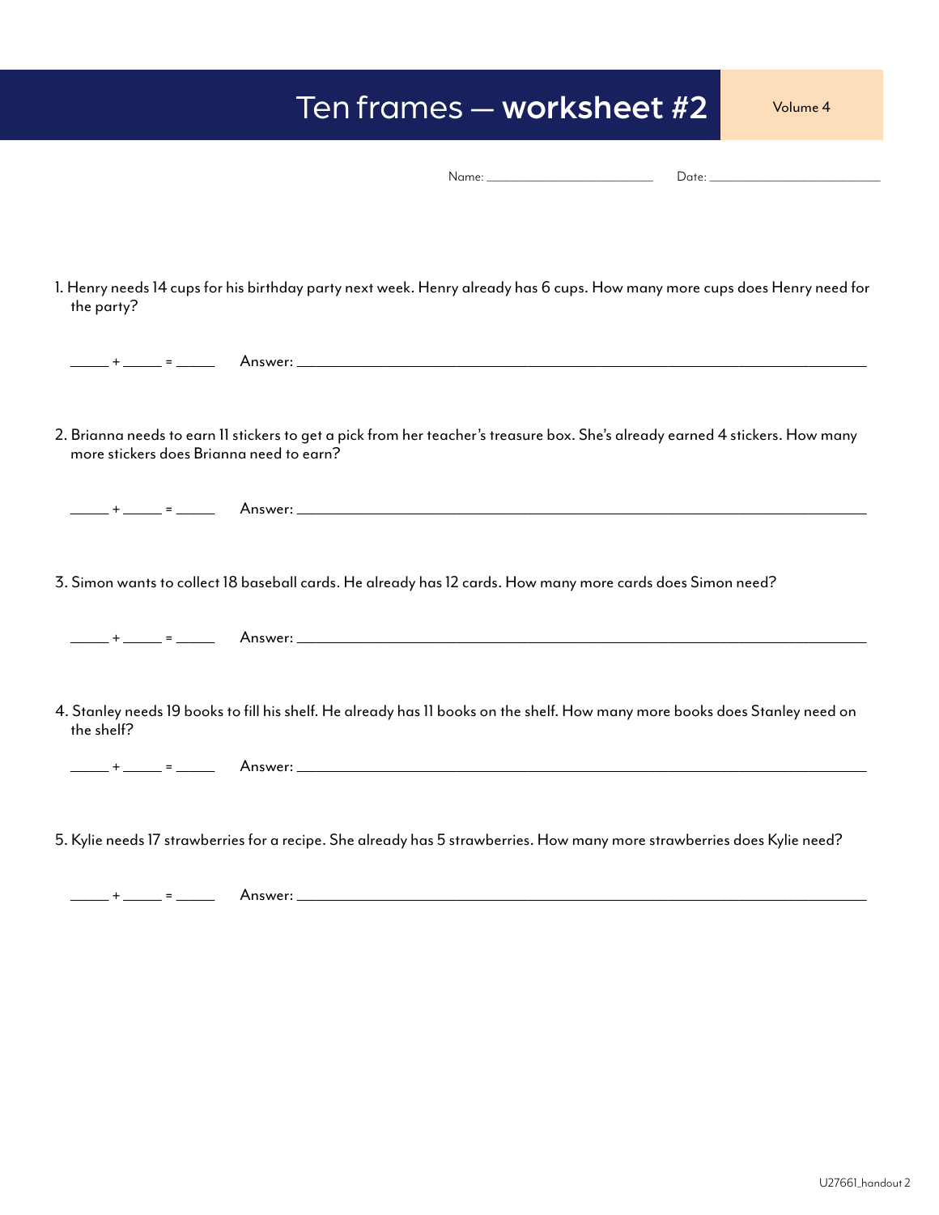# Ten frames — **worksheet #2**

Volume 4

Name: ________________________ Date: ________________________

1. Henry needs 14 cups for his birthday party next week. Henry already has 6 cups. How many more cups does Henry need for the party?

_____ + _____ = _____ Answer: ____________________________________________

2. Brianna needs to earn 11 stickers to get a pick from her teacher's treasure box. She's already earned 4 stickers. How many more stickers does Brianna need to earn?

_____ + _____ = _____ Answer: ____________________________________________

3. Simon wants to collect 18 baseball cards. He already has 12 cards. How many more cards does Simon need?

_____ + _____ = _____ Answer: ____________________________________________

4. Stanley needs 19 books to fill his shelf. He already has 11 books on the shelf. How many more books does Stanley need on the shelf?

_____ + _____ = _____ Answer: ____________________________________________

5. Kylie needs 17 strawberries for a recipe. She already has 5 strawberries. How many more strawberries does Kylie need?

_____ + _____ = _____ Answer: ____________________________________________

U27661_handout 2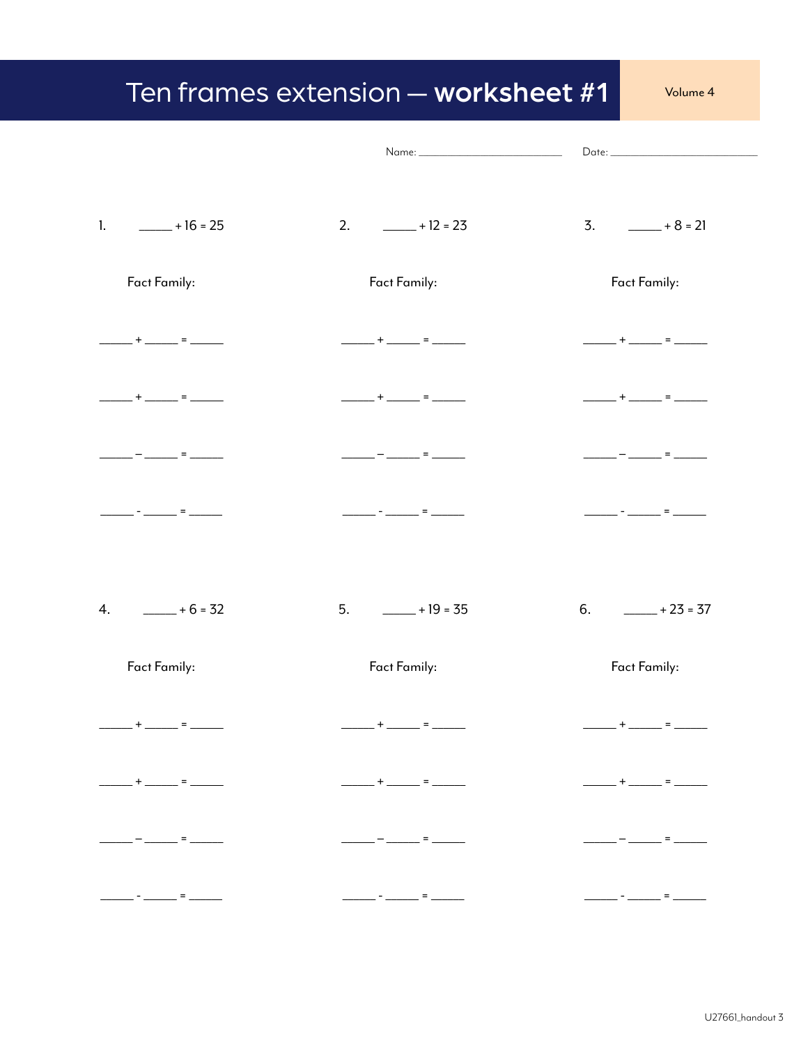# Ten frames extension — **worksheet #1**

Volume 4

Name: ______________________ Date: ______________________

1. _____ + 16 = 25

Fact Family:

_____ + _____ = _____

_____ + _____ = _____

_____ – _____ = _____

_____ - _____ = _____

2. _____ + 12 = 23

Fact Family:

_____ + _____ = _____

_____ + _____ = _____

_____ – _____ = _____

_____ - _____ = _____

3. _____ + 8 = 21

Fact Family:

_____ + _____ = _____

_____ + _____ = _____

_____ – _____ = _____

_____ - _____ = _____

4. _____ + 6 = 32

Fact Family:

_____ + _____ = _____

_____ + _____ = _____

_____ – _____ = _____

_____ - _____ = _____

5. _____ + 19 = 35

Fact Family:

_____ + _____ = _____

_____ + _____ = _____

_____ – _____ = _____

_____ - _____ = _____

6. _____ + 23 = 37

Fact Family:

_____ + _____ = _____

_____ + _____ = _____

_____ – _____ = _____

_____ - _____ = _____

U27661_handout 3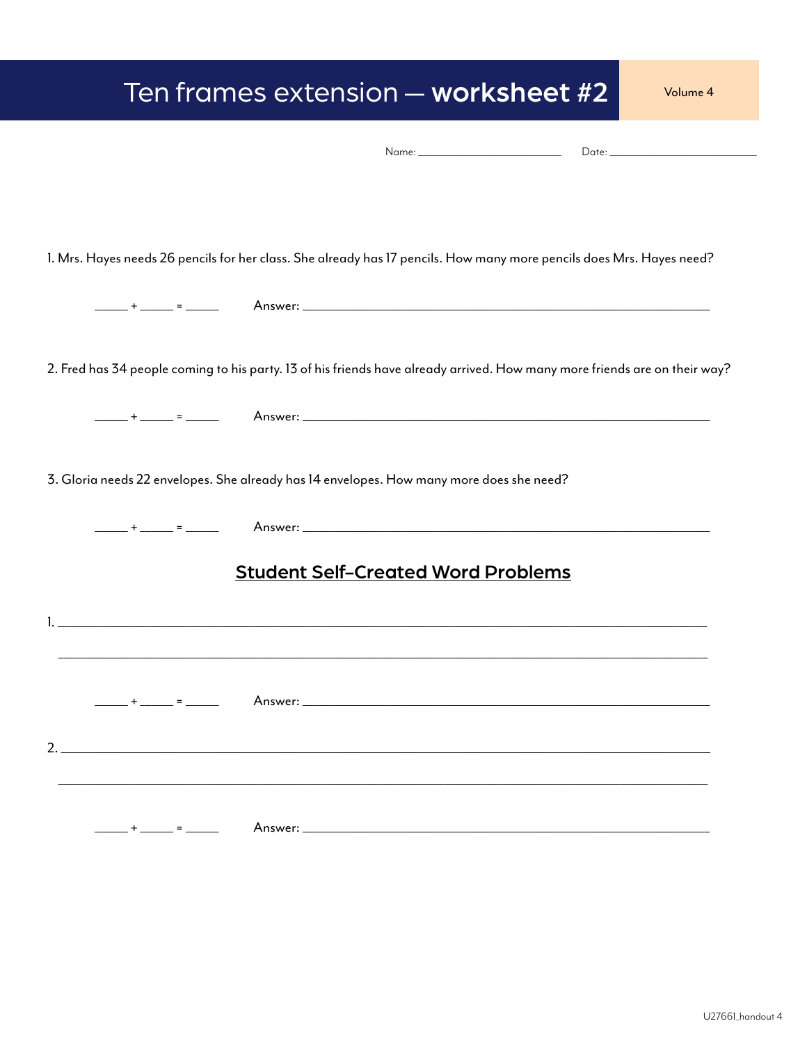# Ten frames extension — **worksheet #2**

Volume 4

Name: ______________________ Date: ______________________

1. Mrs. Hayes needs 26 pencils for her class. She already has 17 pencils. How many more pencils does Mrs. Hayes need?

_____ + _____ = _____ Answer: ____________________________________________________________

2. Fred has 34 people coming to his party. 13 of his friends have already arrived. How many more friends are on their way?

_____ + _____ = _____ Answer: ____________________________________________________________

3. Gloria needs 22 envelopes. She already has 14 envelopes. How many more does she need?

_____ + _____ = _____ Answer: ____________________________________________________________

## Student Self-Created Word Problems

1. ________________________________________________________________________________________

________________________________________________________________________________________

_____ + _____ = _____ Answer: ____________________________________________________________

2. ________________________________________________________________________________________

________________________________________________________________________________________

_____ + _____ = _____ Answer: ____________________________________________________________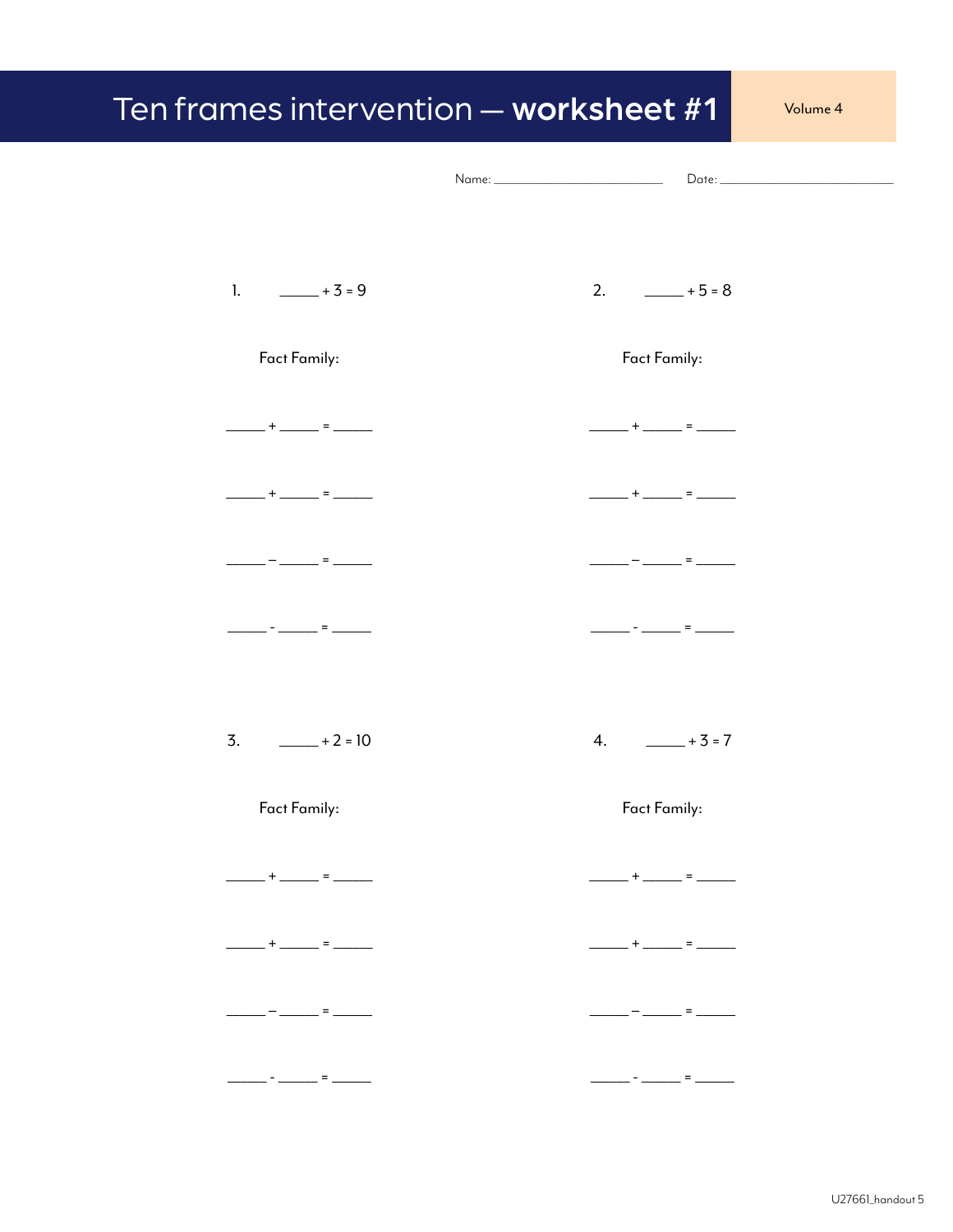# Ten frames intervention — **worksheet #1**

Volume 4

Name: ________________________ Date: ________________________

1. _____ + 3 = 9

Fact Family:

_____ + _____ = _____

_____ + _____ = _____

_____ – _____ = _____

_____ - _____ = _____

2. _____ + 5 = 8

Fact Family:

_____ + _____ = _____

_____ + _____ = _____

_____ – _____ = _____

_____ - _____ = _____

3. _____ + 2 = 10

Fact Family:

_____ + _____ = _____

_____ + _____ = _____

_____ – _____ = _____

_____ - _____ = _____

4. _____ + 3 = 7

Fact Family:

_____ + _____ = _____

_____ + _____ = _____

_____ – _____ = _____

_____ - _____ = _____

U27661_handout 5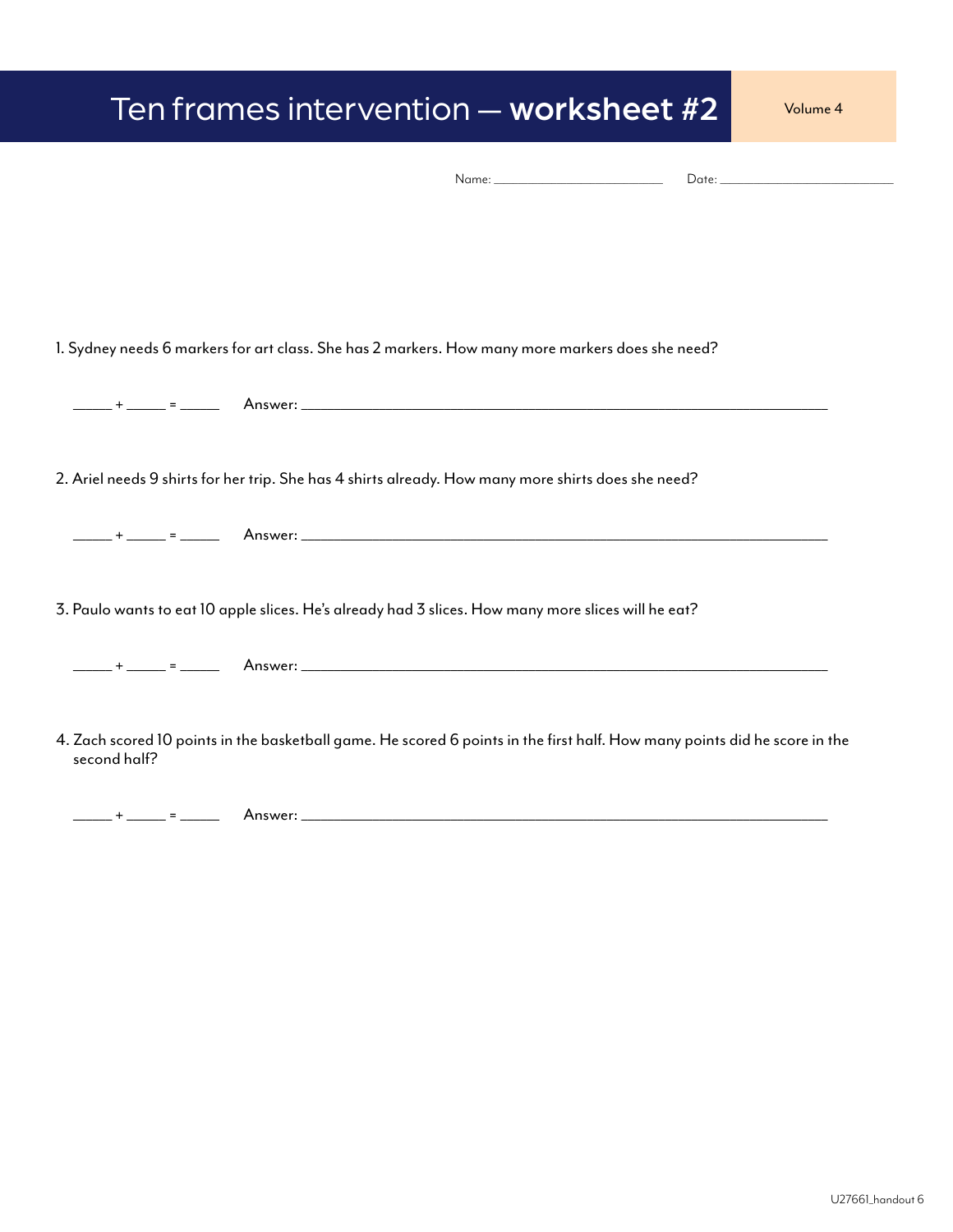# Ten frames intervention — **worksheet #2**

Volume 4

Name: ______________________ Date: ______________________

1. Sydney needs 6 markers for art class. She has 2 markers. How many more markers does she need?

_____ + _____ = _____ Answer: ______________________________________________________________

2. Ariel needs 9 shirts for her trip. She has 4 shirts already. How many more shirts does she need?

_____ + _____ = _____ Answer: ______________________________________________________________

3. Paulo wants to eat 10 apple slices. He's already had 3 slices. How many more slices will he eat?

_____ + _____ = _____ Answer: ______________________________________________________________

4. Zach scored 10 points in the basketball game. He scored 6 points in the first half. How many points did he score in the second half?

_____ + _____ = _____ Answer: ______________________________________________________________

U27661_handout 6